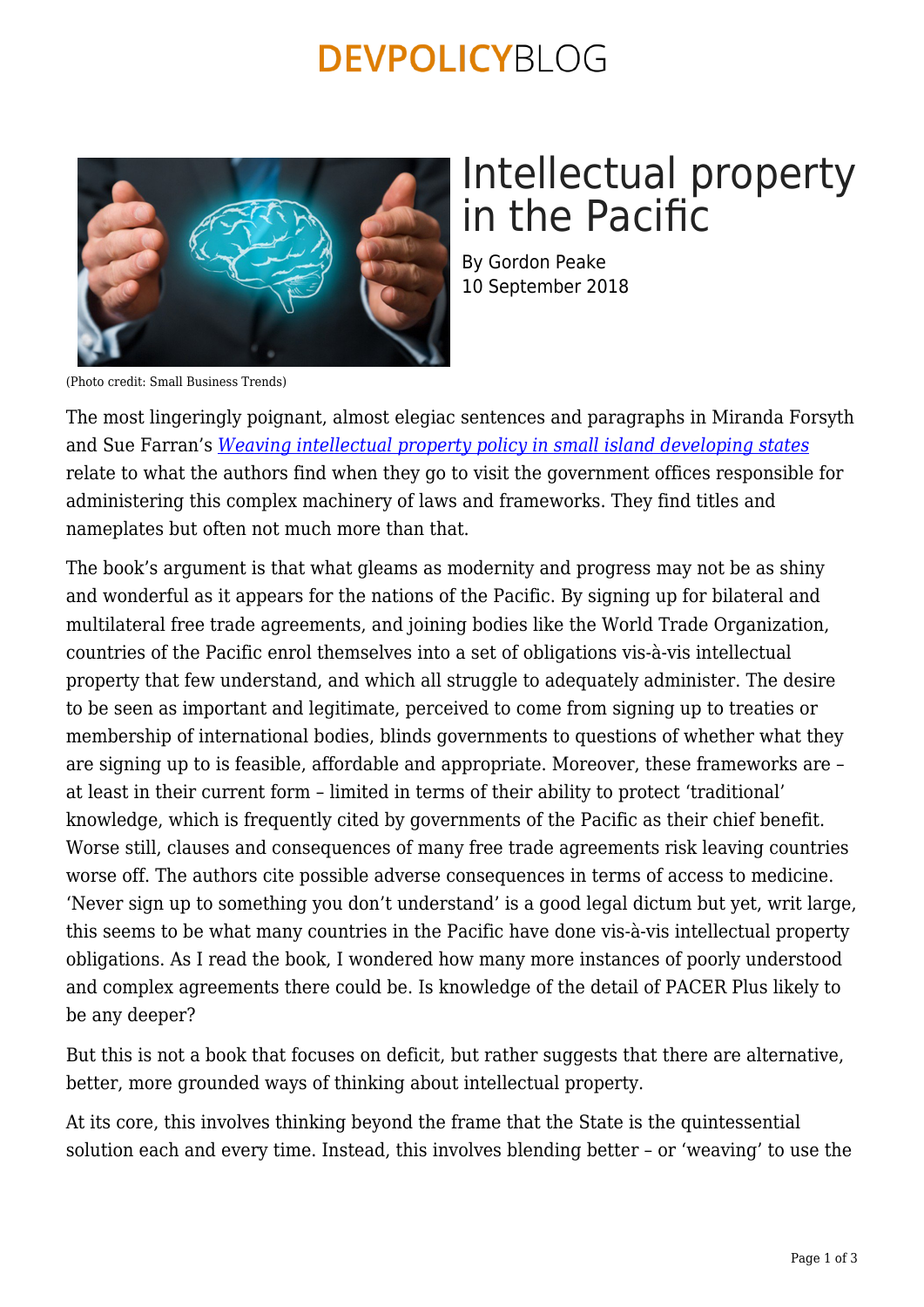# Intellectual property in the Pacific

By Gordon Peake
10 September 2018

(Photo credit: Small Business Trends)

The most lingeringly poignant, almost elegiac sentences and paragraphs in Miranda Forsyth and Sue Farran's *Weaving intellectual property policy in small island developing states* relate to what the authors find when they go to visit the government offices responsible for administering this complex machinery of laws and frameworks. They find titles and nameplates but often not much more than that.

The book's argument is that what gleams as modernity and progress may not be as shiny and wonderful as it appears for the nations of the Pacific. By signing up for bilateral and multilateral free trade agreements, and joining bodies like the World Trade Organization, countries of the Pacific enrol themselves into a set of obligations vis-à-vis intellectual property that few understand, and which all struggle to adequately administer. The desire to be seen as important and legitimate, perceived to come from signing up to treaties or membership of international bodies, blinds governments to questions of whether what they are signing up to is feasible, affordable and appropriate. Moreover, these frameworks are – at least in their current form – limited in terms of their ability to protect 'traditional' knowledge, which is frequently cited by governments of the Pacific as their chief benefit. Worse still, clauses and consequences of many free trade agreements risk leaving countries worse off. The authors cite possible adverse consequences in terms of access to medicine. 'Never sign up to something you don't understand' is a good legal dictum but yet, writ large, this seems to be what many countries in the Pacific have done vis-à-vis intellectual property obligations. As I read the book, I wondered how many more instances of poorly understood and complex agreements there could be. Is knowledge of the detail of PACER Plus likely to be any deeper?

But this is not a book that focuses on deficit, but rather suggests that there are alternative, better, more grounded ways of thinking about intellectual property.

At its core, this involves thinking beyond the frame that the State is the quintessential solution each and every time. Instead, this involves blending better – or 'weaving' to use the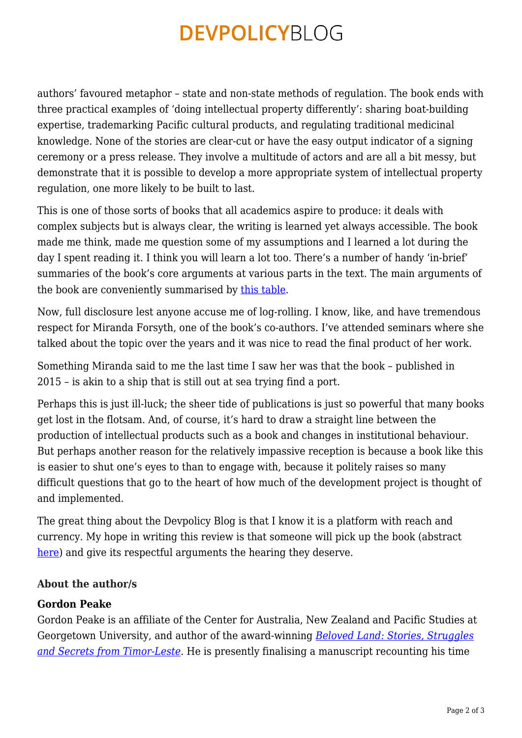authors' favoured metaphor – state and non-state methods of regulation. The book ends with three practical examples of 'doing intellectual property differently': sharing boat-building expertise, trademarking Pacific cultural products, and regulating traditional medicinal knowledge. None of the stories are clear-cut or have the easy output indicator of a signing ceremony or a press release. They involve a multitude of actors and are all a bit messy, but demonstrate that it is possible to develop a more appropriate system of intellectual property regulation, one more likely to be built to last.

This is one of those sorts of books that all academics aspire to produce: it deals with complex subjects but is always clear, the writing is learned yet always accessible. The book made me think, made me question some of my assumptions and I learned a lot during the day I spent reading it. I think you will learn a lot too. There's a number of handy 'in-brief' summaries of the book's core arguments at various parts in the text. The main arguments of the book are conveniently summarised by this table.

Now, full disclosure lest anyone accuse me of log-rolling. I know, like, and have tremendous respect for Miranda Forsyth, one of the book's co-authors. I've attended seminars where she talked about the topic over the years and it was nice to read the final product of her work.

Something Miranda said to me the last time I saw her was that the book – published in 2015 – is akin to a ship that is still out at sea trying find a port.

Perhaps this is just ill-luck; the sheer tide of publications is just so powerful that many books get lost in the flotsam. And, of course, it's hard to draw a straight line between the production of intellectual products such as a book and changes in institutional behaviour. But perhaps another reason for the relatively impassive reception is because a book like this is easier to shut one's eyes to than to engage with, because it politely raises so many difficult questions that go to the heart of how much of the development project is thought of and implemented.

The great thing about the Devpolicy Blog is that I know it is a platform with reach and currency. My hope in writing this review is that someone will pick up the book (abstract here) and give its respectful arguments the hearing they deserve.

**About the author/s**

**Gordon Peake**
Gordon Peake is an affiliate of the Center for Australia, New Zealand and Pacific Studies at Georgetown University, and author of the award-winning *Beloved Land: Stories, Struggles and Secrets from Timor-Leste*. He is presently finalising a manuscript recounting his time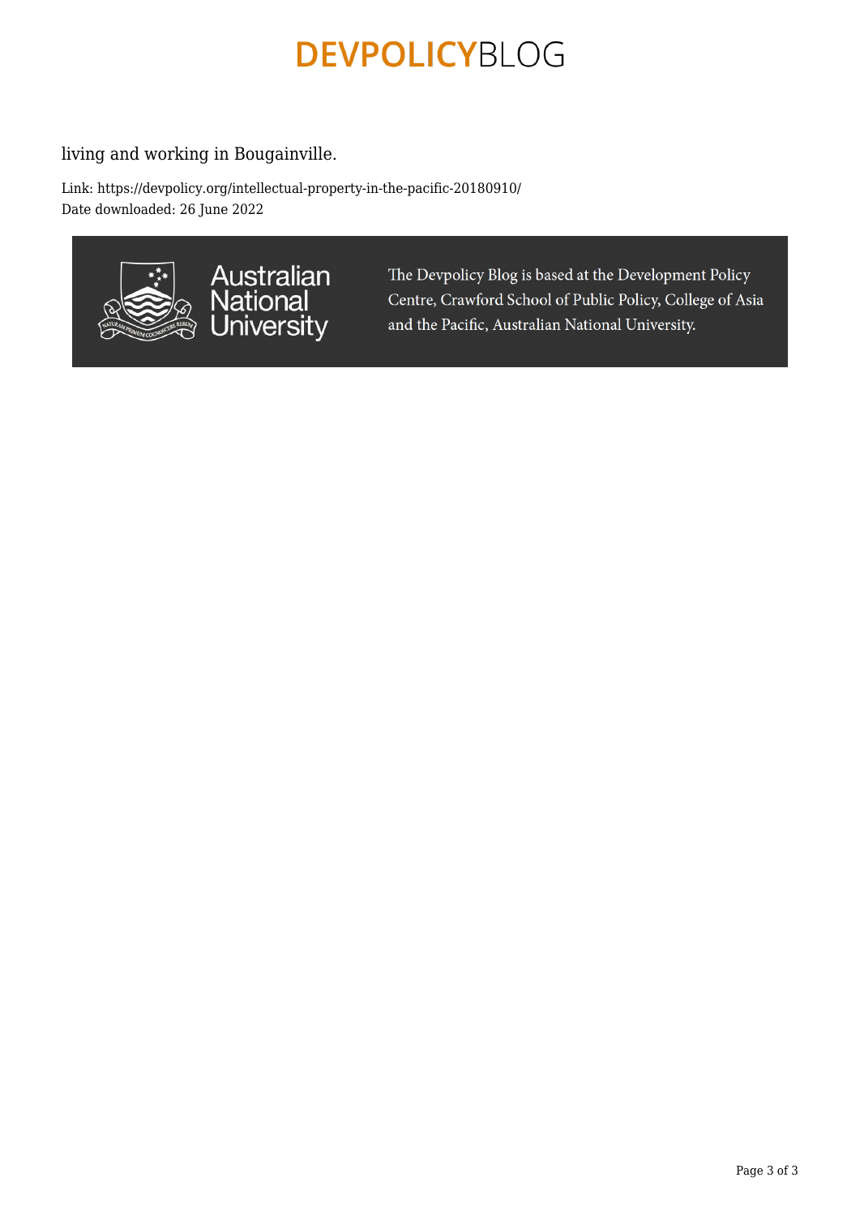living and working in Bougainville.

Link: https://devpolicy.org/intellectual-property-in-the-pacific-20180910/
Date downloaded: 26 June 2022

Australian National University

The Devpolicy Blog is based at the Development Policy Centre, Crawford School of Public Policy, College of Asia and the Pacific, Australian National University.